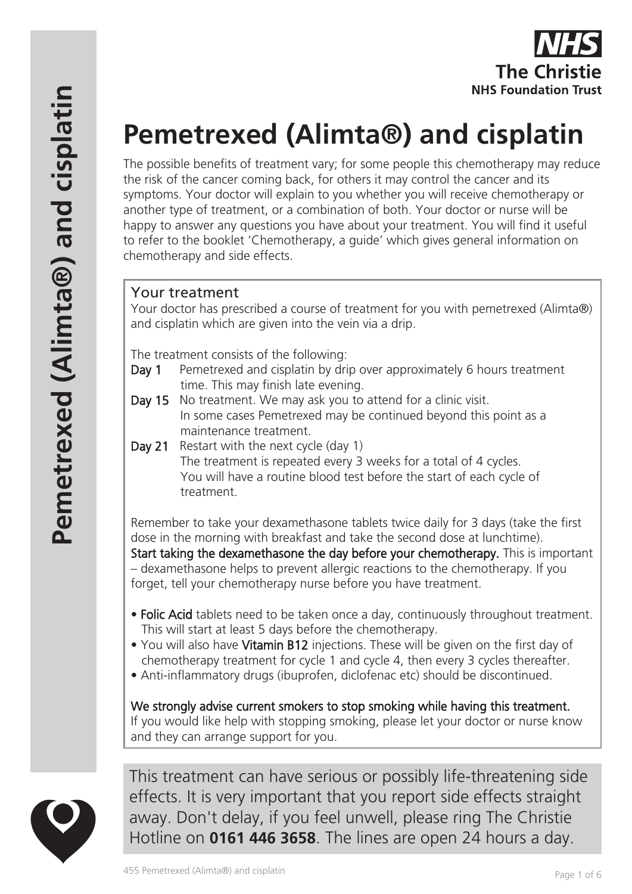# Pemetrexed (Alimta®) and cisplatin

The possible benefits of treatment vary; for some people this chemotherapy may reduce the risk of the cancer coming back, for others it may control the cancer and its symptoms. Your doctor will explain to you whether you will receive chemotherapy or another type of treatment, or a combination of both. Your doctor or nurse will be happy to answer any questions you have about your treatment. You will find it useful to refer to the booklet 'Chemotherapy, a guide' which gives general information on chemotherapy and side effects.

## Your treatment

Your doctor has prescribed a course of treatment for you with pemetrexed (Alimta®) and cisplatin which are given into the vein via a drip.

The treatment consists of the following:

**Day 1** Pemetrexed and cisplatin by drip over approximately 6 hours treatment time. This may finish late evening.

**Day 15** No treatment. We may ask you to attend for a clinic visit. In some cases Pemetrexed may be continued beyond this point as a maintenance treatment.

**Day 21** Restart with the next cycle (day 1) The treatment is repeated every 3 weeks for a total of 4 cycles. You will have a routine blood test before the start of each cycle of treatment.

Remember to take your dexamethasone tablets twice daily for 3 days (take the first dose in the morning with breakfast and take the second dose at lunchtime). **Start taking the dexamethasone the day before your chemotherapy.** This is important – dexamethasone helps to prevent allergic reactions to the chemotherapy. If you forget, tell your chemotherapy nurse before you have treatment.

- **Folic Acid** tablets need to be taken once a day, continuously throughout treatment. This will start at least 5 days before the chemotherapy.
- You will also have **Vitamin B12** injections. These will be given on the first day of chemotherapy treatment for cycle 1 and cycle 4, then every 3 cycles thereafter.
- Anti-inflammatory drugs (ibuprofen, diclofenac etc) should be discontinued.

**We strongly advise current smokers to stop smoking while having this treatment.** If you would like help with stopping smoking, please let your doctor or nurse know and they can arrange support for you.

This treatment can have serious or possibly life-threatening side effects. It is very important that you report side effects straight away. Don't delay, if you feel unwell, please ring The Christie Hotline on **0161 446 3658**. The lines are open 24 hours a day.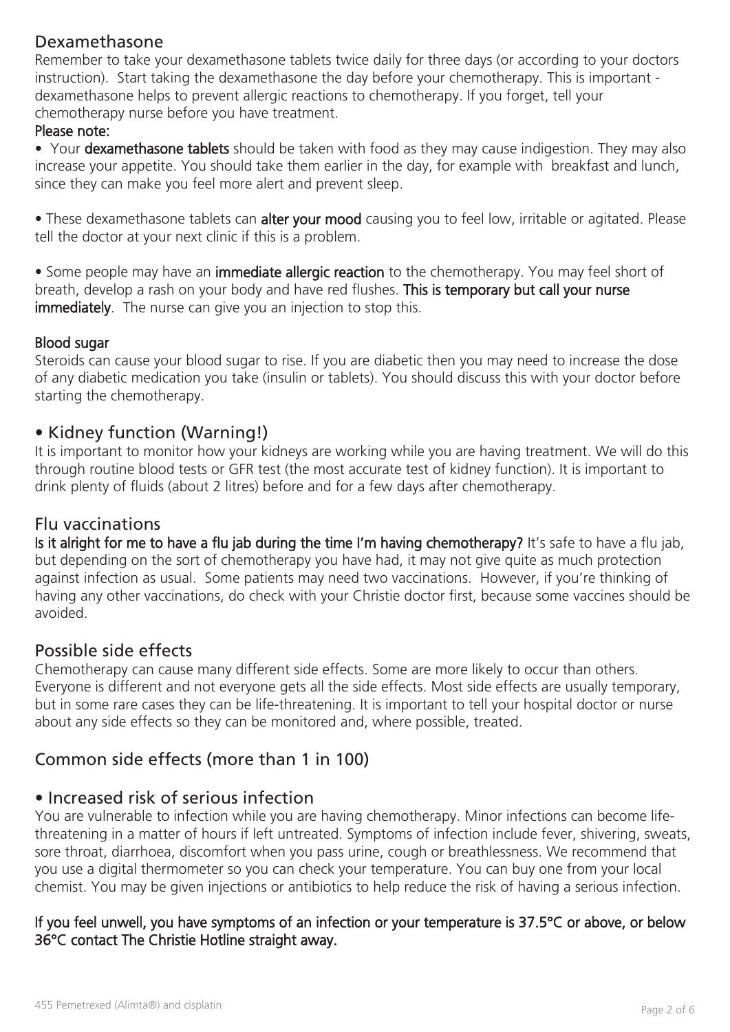## Dexamethasone

Remember to take your dexamethasone tablets twice daily for three days (or according to your doctors instruction). Start taking the dexamethasone the day before your chemotherapy. This is important - dexamethasone helps to prevent allergic reactions to chemotherapy. If you forget, tell your chemotherapy nurse before you have treatment.

**Please note:**

- Your **dexamethasone tablets** should be taken with food as they may cause indigestion. They may also increase your appetite. You should take them earlier in the day, for example with breakfast and lunch, since they can make you feel more alert and prevent sleep.

- These dexamethasone tablets can **alter your mood** causing you to feel low, irritable or agitated. Please tell the doctor at your next clinic if this is a problem.

- Some people may have an **immediate allergic reaction** to the chemotherapy. You may feel short of breath, develop a rash on your body and have red flushes. **This is temporary but call your nurse immediately**. The nurse can give you an injection to stop this.

**Blood sugar**

Steroids can cause your blood sugar to rise. If you are diabetic then you may need to increase the dose of any diabetic medication you take (insulin or tablets). You should discuss this with your doctor before starting the chemotherapy.

## • Kidney function (Warning!)

It is important to monitor how your kidneys are working while you are having treatment. We will do this through routine blood tests or GFR test (the most accurate test of kidney function). It is important to drink plenty of fluids (about 2 litres) before and for a few days after chemotherapy.

## Flu vaccinations

**Is it alright for me to have a flu jab during the time I'm having chemotherapy?** It's safe to have a flu jab, but depending on the sort of chemotherapy you have had, it may not give quite as much protection against infection as usual. Some patients may need two vaccinations. However, if you're thinking of having any other vaccinations, do check with your Christie doctor first, because some vaccines should be avoided.

## Possible side effects

Chemotherapy can cause many different side effects. Some are more likely to occur than others. Everyone is different and not everyone gets all the side effects. Most side effects are usually temporary, but in some rare cases they can be life-threatening. It is important to tell your hospital doctor or nurse about any side effects so they can be monitored and, where possible, treated.

## Common side effects (more than 1 in 100)

## • Increased risk of serious infection

You are vulnerable to infection while you are having chemotherapy. Minor infections can become life-threatening in a matter of hours if left untreated. Symptoms of infection include fever, shivering, sweats, sore throat, diarrhoea, discomfort when you pass urine, cough or breathlessness. We recommend that you use a digital thermometer so you can check your temperature. You can buy one from your local chemist. You may be given injections or antibiotics to help reduce the risk of having a serious infection.

**If you feel unwell, you have symptoms of an infection or your temperature is 37.5°C or above, or below 36°C contact The Christie Hotline straight away.**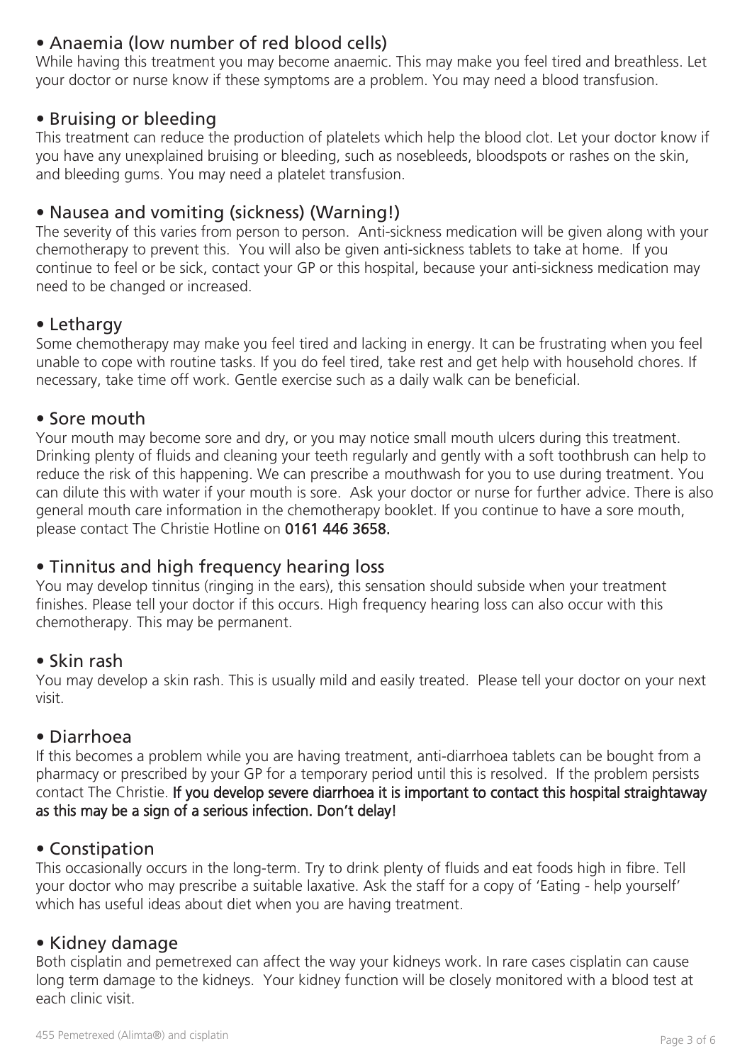### • Anaemia (low number of red blood cells)

While having this treatment you may become anaemic. This may make you feel tired and breathless. Let your doctor or nurse know if these symptoms are a problem. You may need a blood transfusion.

### • Bruising or bleeding

This treatment can reduce the production of platelets which help the blood clot. Let your doctor know if you have any unexplained bruising or bleeding, such as nosebleeds, bloodspots or rashes on the skin, and bleeding gums. You may need a platelet transfusion.

### • Nausea and vomiting (sickness) (Warning!)

The severity of this varies from person to person. Anti-sickness medication will be given along with your chemotherapy to prevent this. You will also be given anti-sickness tablets to take at home. If you continue to feel or be sick, contact your GP or this hospital, because your anti-sickness medication may need to be changed or increased.

### • Lethargy

Some chemotherapy may make you feel tired and lacking in energy. It can be frustrating when you feel unable to cope with routine tasks. If you do feel tired, take rest and get help with household chores. If necessary, take time off work. Gentle exercise such as a daily walk can be beneficial.

### • Sore mouth

Your mouth may become sore and dry, or you may notice small mouth ulcers during this treatment. Drinking plenty of fluids and cleaning your teeth regularly and gently with a soft toothbrush can help to reduce the risk of this happening. We can prescribe a mouthwash for you to use during treatment. You can dilute this with water if your mouth is sore. Ask your doctor or nurse for further advice. There is also general mouth care information in the chemotherapy booklet. If you continue to have a sore mouth, please contact The Christie Hotline on **0161 446 3658.**

### • Tinnitus and high frequency hearing loss

You may develop tinnitus (ringing in the ears), this sensation should subside when your treatment finishes. Please tell your doctor if this occurs. High frequency hearing loss can also occur with this chemotherapy. This may be permanent.

### • Skin rash

You may develop a skin rash. This is usually mild and easily treated. Please tell your doctor on your next visit.

### • Diarrhoea

If this becomes a problem while you are having treatment, anti-diarrhoea tablets can be bought from a pharmacy or prescribed by your GP for a temporary period until this is resolved. If the problem persists contact The Christie. **If you develop severe diarrhoea it is important to contact this hospital straightaway as this may be a sign of a serious infection. Don't delay!**

### • Constipation

This occasionally occurs in the long-term. Try to drink plenty of fluids and eat foods high in fibre. Tell your doctor who may prescribe a suitable laxative. Ask the staff for a copy of 'Eating - help yourself' which has useful ideas about diet when you are having treatment.

### • Kidney damage

Both cisplatin and pemetrexed can affect the way your kidneys work. In rare cases cisplatin can cause long term damage to the kidneys. Your kidney function will be closely monitored with a blood test at each clinic visit.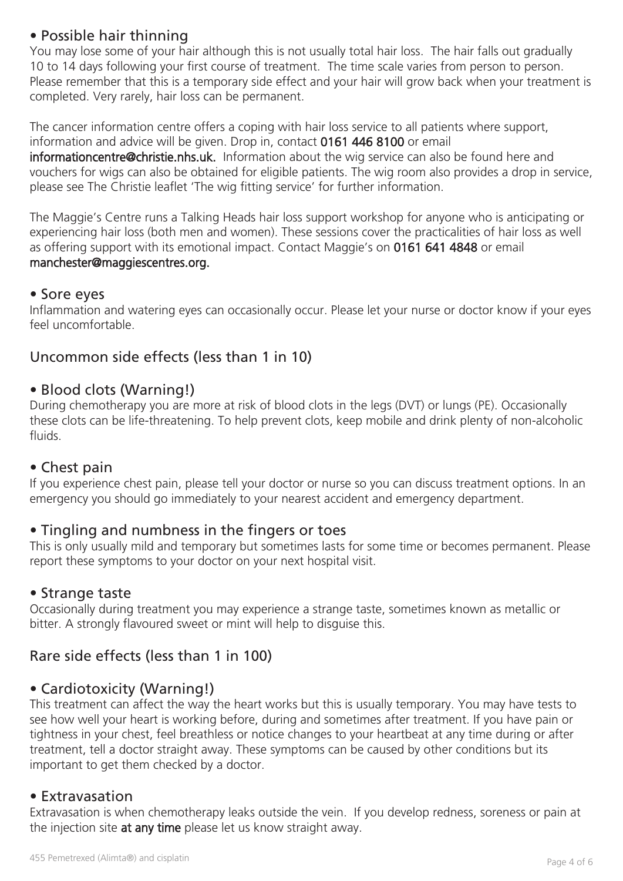## • Possible hair thinning

You may lose some of your hair although this is not usually total hair loss. The hair falls out gradually 10 to 14 days following your first course of treatment. The time scale varies from person to person. Please remember that this is a temporary side effect and your hair will grow back when your treatment is completed. Very rarely, hair loss can be permanent.

The cancer information centre offers a coping with hair loss service to all patients where support, information and advice will be given. Drop in, contact **0161 446 8100** or email **informationcentre@christie.nhs.uk.** Information about the wig service can also be found here and vouchers for wigs can also be obtained for eligible patients. The wig room also provides a drop in service, please see The Christie leaflet 'The wig fitting service' for further information.

The Maggie's Centre runs a Talking Heads hair loss support workshop for anyone who is anticipating or experiencing hair loss (both men and women). These sessions cover the practicalities of hair loss as well as offering support with its emotional impact. Contact Maggie's on **0161 641 4848** or email **manchester@maggiescentres.org.**

## • Sore eyes

Inflammation and watering eyes can occasionally occur. Please let your nurse or doctor know if your eyes feel uncomfortable.

# Uncommon side effects (less than 1 in 10)

## • Blood clots (Warning!)

During chemotherapy you are more at risk of blood clots in the legs (DVT) or lungs (PE). Occasionally these clots can be life-threatening. To help prevent clots, keep mobile and drink plenty of non-alcoholic fluids.

## • Chest pain

If you experience chest pain, please tell your doctor or nurse so you can discuss treatment options. In an emergency you should go immediately to your nearest accident and emergency department.

## • Tingling and numbness in the fingers or toes

This is only usually mild and temporary but sometimes lasts for some time or becomes permanent. Please report these symptoms to your doctor on your next hospital visit.

## • Strange taste

Occasionally during treatment you may experience a strange taste, sometimes known as metallic or bitter. A strongly flavoured sweet or mint will help to disguise this.

# Rare side effects (less than 1 in 100)

## • Cardiotoxicity (Warning!)

This treatment can affect the way the heart works but this is usually temporary. You may have tests to see how well your heart is working before, during and sometimes after treatment. If you have pain or tightness in your chest, feel breathless or notice changes to your heartbeat at any time during or after treatment, tell a doctor straight away. These symptoms can be caused by other conditions but its important to get them checked by a doctor.

## • Extravasation

Extravasation is when chemotherapy leaks outside the vein. If you develop redness, soreness or pain at the injection site **at any time** please let us know straight away.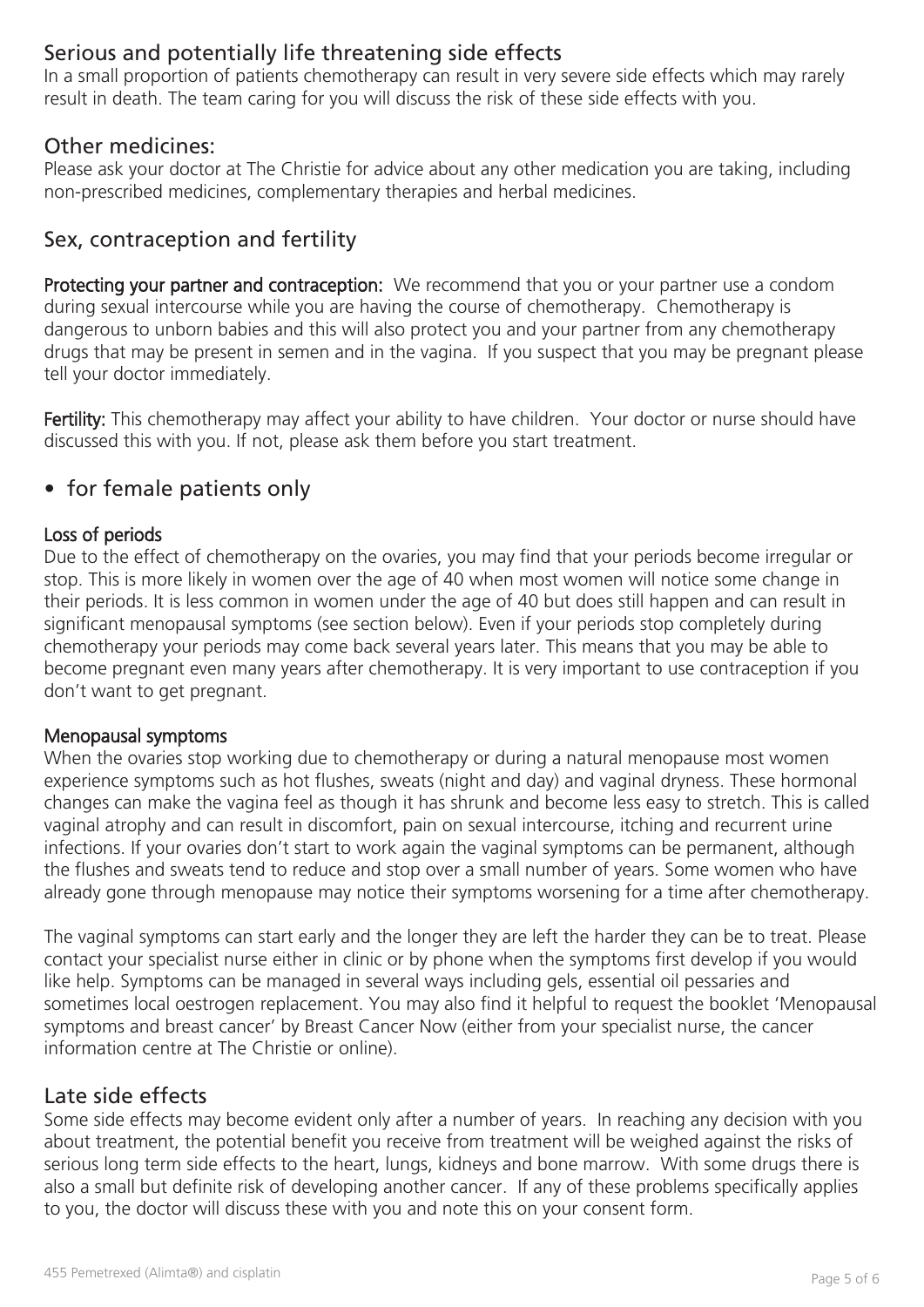## Serious and potentially life threatening side effects

In a small proportion of patients chemotherapy can result in very severe side effects which may rarely result in death. The team caring for you will discuss the risk of these side effects with you.

## Other medicines:

Please ask your doctor at The Christie for advice about any other medication you are taking, including non-prescribed medicines, complementary therapies and herbal medicines.

## Sex, contraception and fertility

**Protecting your partner and contraception:** We recommend that you or your partner use a condom during sexual intercourse while you are having the course of chemotherapy. Chemotherapy is dangerous to unborn babies and this will also protect you and your partner from any chemotherapy drugs that may be present in semen and in the vagina. If you suspect that you may be pregnant please tell your doctor immediately.

**Fertility:** This chemotherapy may affect your ability to have children. Your doctor or nurse should have discussed this with you. If not, please ask them before you start treatment.

- for female patients only

**Loss of periods**

Due to the effect of chemotherapy on the ovaries, you may find that your periods become irregular or stop. This is more likely in women over the age of 40 when most women will notice some change in their periods. It is less common in women under the age of 40 but does still happen and can result in significant menopausal symptoms (see section below). Even if your periods stop completely during chemotherapy your periods may come back several years later. This means that you may be able to become pregnant even many years after chemotherapy. It is very important to use contraception if you don't want to get pregnant.

**Menopausal symptoms**

When the ovaries stop working due to chemotherapy or during a natural menopause most women experience symptoms such as hot flushes, sweats (night and day) and vaginal dryness. These hormonal changes can make the vagina feel as though it has shrunk and become less easy to stretch. This is called vaginal atrophy and can result in discomfort, pain on sexual intercourse, itching and recurrent urine infections. If your ovaries don't start to work again the vaginal symptoms can be permanent, although the flushes and sweats tend to reduce and stop over a small number of years. Some women who have already gone through menopause may notice their symptoms worsening for a time after chemotherapy.

The vaginal symptoms can start early and the longer they are left the harder they can be to treat. Please contact your specialist nurse either in clinic or by phone when the symptoms first develop if you would like help. Symptoms can be managed in several ways including gels, essential oil pessaries and sometimes local oestrogen replacement. You may also find it helpful to request the booklet 'Menopausal symptoms and breast cancer' by Breast Cancer Now (either from your specialist nurse, the cancer information centre at The Christie or online).

## Late side effects

Some side effects may become evident only after a number of years. In reaching any decision with you about treatment, the potential benefit you receive from treatment will be weighed against the risks of serious long term side effects to the heart, lungs, kidneys and bone marrow. With some drugs there is also a small but definite risk of developing another cancer. If any of these problems specifically applies to you, the doctor will discuss these with you and note this on your consent form.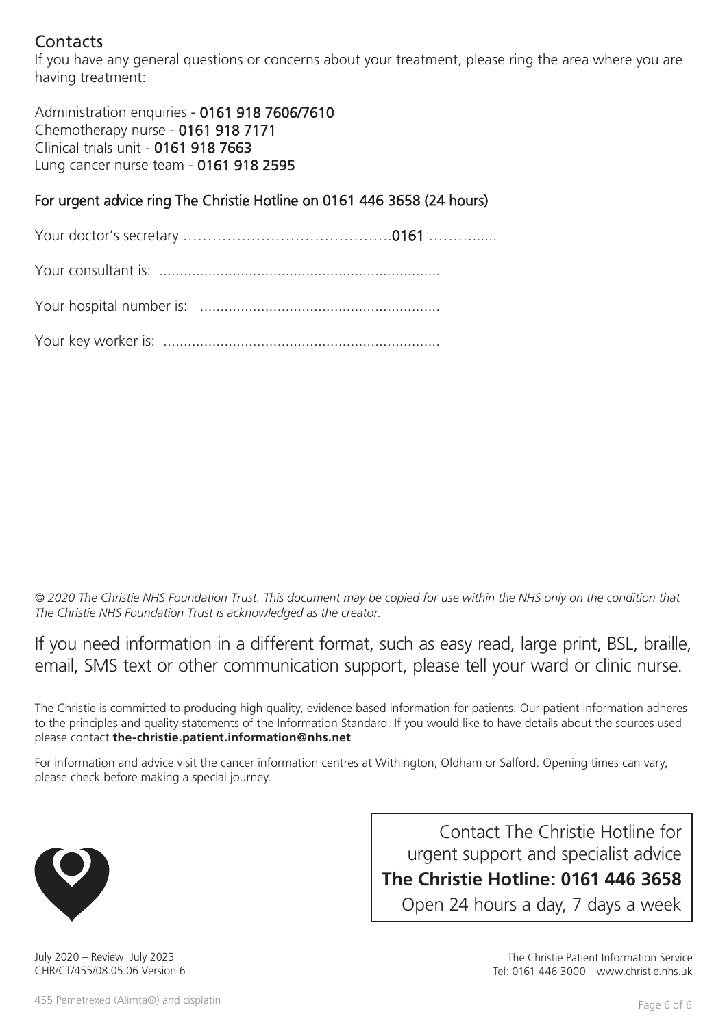## Contacts

If you have any general questions or concerns about your treatment, please ring the area where you are having treatment:

Administration enquiries - **0161 918 7606/7610**
Chemotherapy nurse - **0161 918 7171**
Clinical trials unit - **0161 918 7663**
Lung cancer nurse team - **0161 918 2595**

**For urgent advice ring The Christie Hotline on 0161 446 3658 (24 hours)**

Your doctor's secretary ……………………………………**0161** …………....

Your consultant is: ....................................................................

Your hospital number is: ..........................................................

Your key worker is: ...................................................................

*© 2020 The Christie NHS Foundation Trust. This document may be copied for use within the NHS only on the condition that The Christie NHS Foundation Trust is acknowledged as the creator.*

If you need information in a different format, such as easy read, large print, BSL, braille, email, SMS text or other communication support, please tell your ward or clinic nurse.

The Christie is committed to producing high quality, evidence based information for patients. Our patient information adheres to the principles and quality statements of the Information Standard. If you would like to have details about the sources used please contact **the-christie.patient.information@nhs.net**

For information and advice visit the cancer information centres at Withington, Oldham or Salford. Opening times can vary, please check before making a special journey.

Contact The Christie Hotline for urgent support and specialist advice
**The Christie Hotline: 0161 446 3658**
Open 24 hours a day, 7 days a week

July 2020 – Review July 2023
CHR/CT/455/08.05.06 Version 6

The Christie Patient Information Service
Tel: 0161 446 3000 www.christie.nhs.uk

455 Pemetrexed (Alimta®) and cisplatin